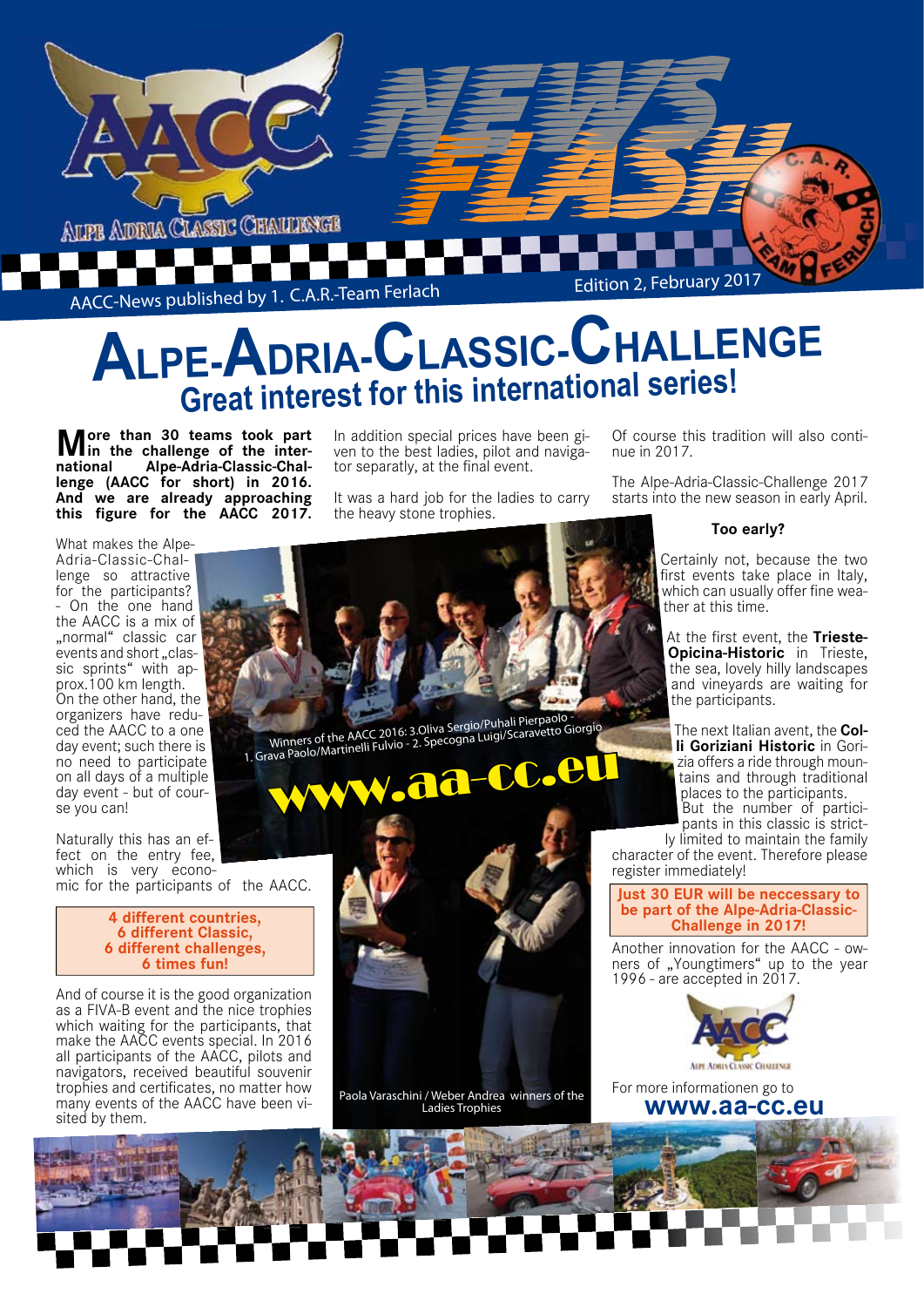AACC-News published by 1. C.A.R.-Team Ferlach

Edition 2, February 2017

# Alpe-Adria-Classic-Challenge

## Great interest for this international series!

**More than 30 teams took part in the challenge of the international Alpe-Adria-Classic-Challenge (AACC for short) in 2016. And we are already approaching this figure for the AACC 2017.**

What makes the Alpe-Adria-Classic-Challenge so attractive for the participants? - On the one hand the AACC is a mix of „normal“ classic car events and short „classic sprints“ with approx.100 km length. On the other hand, the organizers have reduced the AACC to a one day event; such there is no need to participate on all days of a multiple day event - but of course you can!

Naturally this has an effect on the entry fee, which is very economic for the participants of the AACC.

**4 different countries, 6 different Classic, 6 different challenges, 6 times fun!**

And of course it is the good organization as a FIVA-B event and the nice trophies which waiting for the participants, that make the AACC events special. In 2016 all participants of the AACC, pilots and navigators, received beautiful souvenir trophies and certificates, no matter how many events of the AACC have been visited by them.

In addition special prices have been given to the best ladies, pilot and navigator separatly, at the final event.

It was a hard job for the ladies to carry the heavy stone trophies.

Winners of the AACC 2016: 3.Oliva Sergio/Puhali Pierpaolo - 1. Grava Paolo/Martinelli Fulvio - 2. Specogna Luigi/Scaravetto Giorgio

www.aa-cc.eu

Paola Varaschini / Weber Andrea winners of the Ladies Trophies

Of course this tradition will also continue in 2017.

The Alpe-Adria-Classic-Challenge 2017 starts into the new season in early April.

**Too early?**

Certainly not, because the two first events take place in Italy, which can usually offer fine weather at this time.

At the first event, the **Trieste-Opicina-Historic** in Trieste, the sea, lovely hilly landscapes and vineyards are waiting for the participants.

The next Italian avent, the **Colli Goriziani Historic** in Gorizia offers a ride through mountains and through traditional places to the participants. But the number of participants in this classic is strictly limited to maintain the family character of the event. Therefore please register immediately!

**Just 30 EUR will be neccessary to be part of the Alpe-Adria-Classic-Challenge in 2017!**

Another innovation for the AACC - owners of „Youngtimers“ up to the year 1996 - are accepted in 2017.

For more informationen go to **www.aa-cc.eu**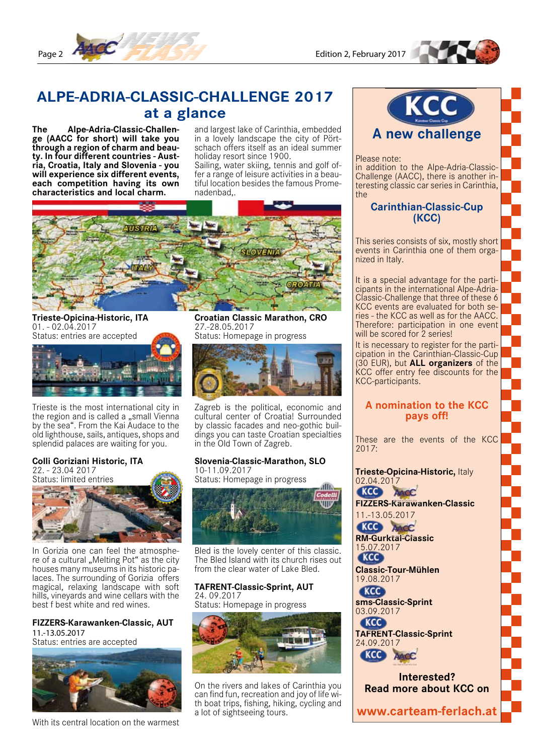# ALPE-ADRIA-CLASSIC-CHALLENGE 2017 at a glance

**The Alpe-Adria-Classic-Challenge (AACC for short) will take you through a region of charm and beauty. In four different countries - Austria, Croatia, Italy and Slovenia - you will experience six different events, each competition having its own characteristics and local charm.**

and largest lake of Carinthia, embedded in a lovely landscape the city of Pörtschach offers itself as an ideal summer holiday resort since 1900.
Sailing, water skiing, tennis and golf offer a range of leisure activities in a beautiful location besides the famous Promenadenbad,.

AUSTRIA
SLOVENIA
ITALY
CROATIA

**Trieste-Opicina-Historic, ITA**
01. - 02.04.2017
Status: entries are accepted

Trieste is the most international city in the region and is called a „small Vienna by the sea". From the Kai Audace to the old lighthouse, sails, antiques, shops and splendid palaces are waiting for you.

**Colli Goriziani Historic, ITA**
22. - 23.04 2017
Status: limited entries

In Gorizia one can feel the atmosphere of a cultural „Melting Pot" as the city houses many museums in its historic palaces. The surrounding of Gorizia offers magical, relaxing landscape with soft hills, vineyards and wine cellars with the best f best white and red wines.

**FIZZERS-Karawanken-Classic, AUT**
11.-13.05.2017
Status: entries are accepted

With its central location on the warmest

**Croatian Classic Marathon, CRO**
27.-28.05.2017
Status: Homepage in progress

Zagreb is the political, economic and cultural center of Croatia! Surrounded by classic facades and neo-gothic buildings you can taste Croatian specialties in the Old Town of Zagreb.

**Slovenia-Classic-Marathon, SLO**
10-11.09.2017
Status: Homepage in progress

Bled is the lovely center of this classic. The Bled Island with its church rises out from the clear water of Lake Bled.

**TAFRENT-Classic-Sprint, AUT**
24. 09.2017
Status: Homepage in progress

On the rivers and lakes of Carinthia you can find fun, recreation and joy of life with boat trips, fishing, hiking, cycling and a lot of sightseeing tours.

## KCC – A new challenge

Please note:
in addition to the Alpe-Adria-Classic-Challenge (AACC), there is another interesting classic car series in Carinthia, the

### Carinthian-Classic-Cup (KCC)

This series consists of six, mostly short events in Carinthia one of them organized in Italy.

It is a special advantage for the participants in the international Alpe-Adria-Classic-Challenge that three of these 6 KCC events are evaluated for both series - the KCC as well as for the AACC. Therefore: participation in one event will be scored for 2 series!

It is necessary to register for the participation in the Carinthian-Classic-Cup (30 EUR), but **ALL organizers** of the KCC offer entry fee discounts for the KCC-participants.

### A nomination to the KCC pays off!

These are the events of the KCC 2017:

**Trieste-Opicina-Historic,** Italy
02.04.2017
KCC AACC

**FIZZERS-Karawanken-Classic**
11.-13.05.2017
KCC AACC

**RM-Gurktal-Classic**
15.07.2017
KCC

**Classic-Tour-Mühlen**
19.08.2017
KCC

**sms-Classic-Sprint**
03.09.2017
KCC

**TAFRENT-Classic-Sprint**
24.09.2017
KCC AACC

**Interested?**
**Read more about KCC on**

**www.carteam-ferlach.at**